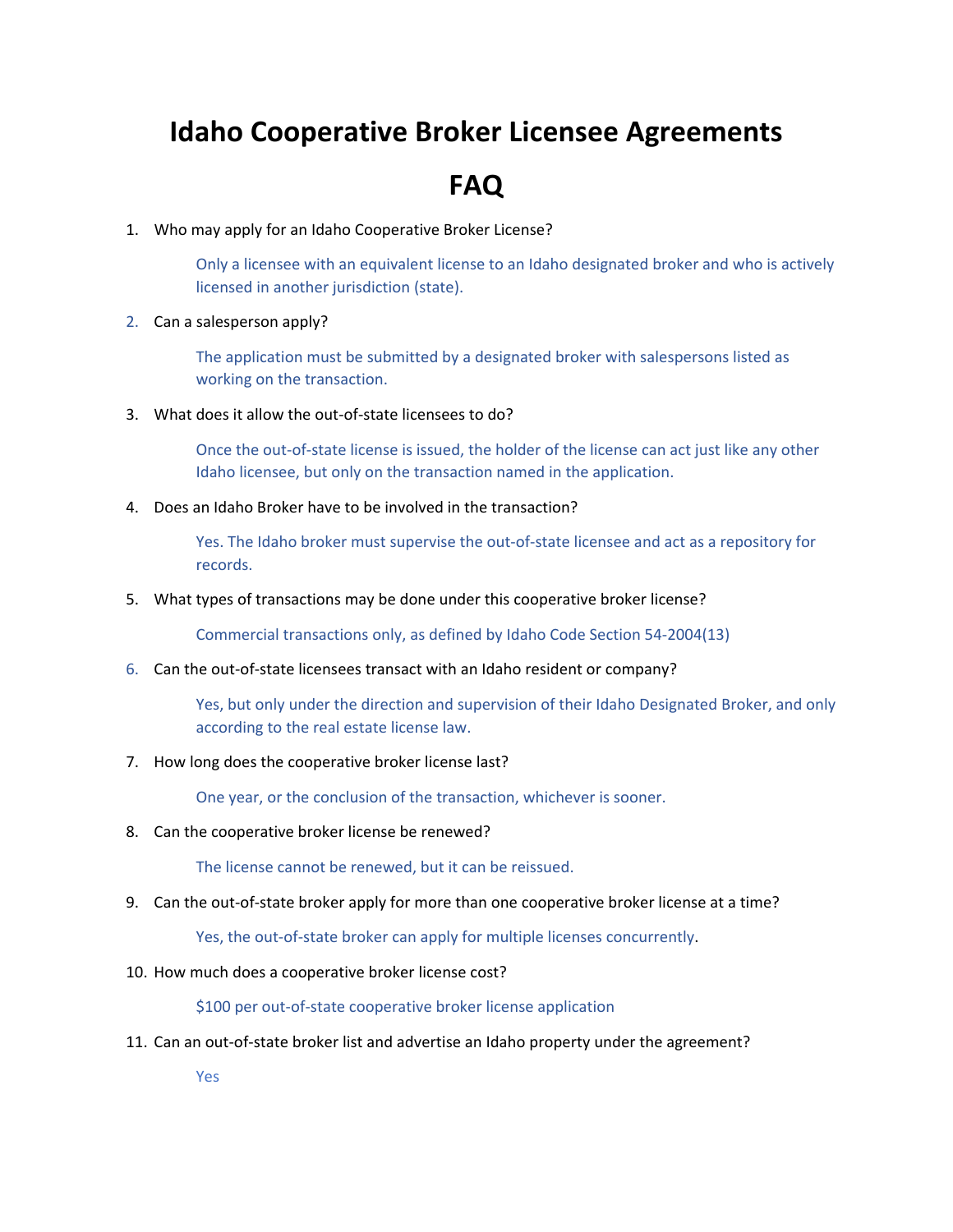# Idaho Cooperative Broker Licensee Agreements

# FAQ

1. Who may apply for an Idaho Cooperative Broker License?

   Only a licensee with an equivalent license to an Idaho designated broker and who is actively licensed in another jurisdiction (state).

2. Can a salesperson apply?

   The application must be submitted by a designated broker with salespersons listed as working on the transaction.

3. What does it allow the out-of-state licensees to do?

   Once the out-of-state license is issued, the holder of the license can act just like any other Idaho licensee, but only on the transaction named in the application.

4. Does an Idaho Broker have to be involved in the transaction?

   Yes. The Idaho broker must supervise the out-of-state licensee and act as a repository for records.

5. What types of transactions may be done under this cooperative broker license?

   Commercial transactions only, as defined by Idaho Code Section 54-2004(13)

6. Can the out-of-state licensees transact with an Idaho resident or company?

   Yes, but only under the direction and supervision of their Idaho Designated Broker, and only according to the real estate license law.

7. How long does the cooperative broker license last?

   One year, or the conclusion of the transaction, whichever is sooner.

8. Can the cooperative broker license be renewed?

   The license cannot be renewed, but it can be reissued.

9. Can the out-of-state broker apply for more than one cooperative broker license at a time?

   Yes, the out-of-state broker can apply for multiple licenses concurrently.

10. How much does a cooperative broker license cost?

    $100 per out-of-state cooperative broker license application

11. Can an out-of-state broker list and advertise an Idaho property under the agreement?

    Yes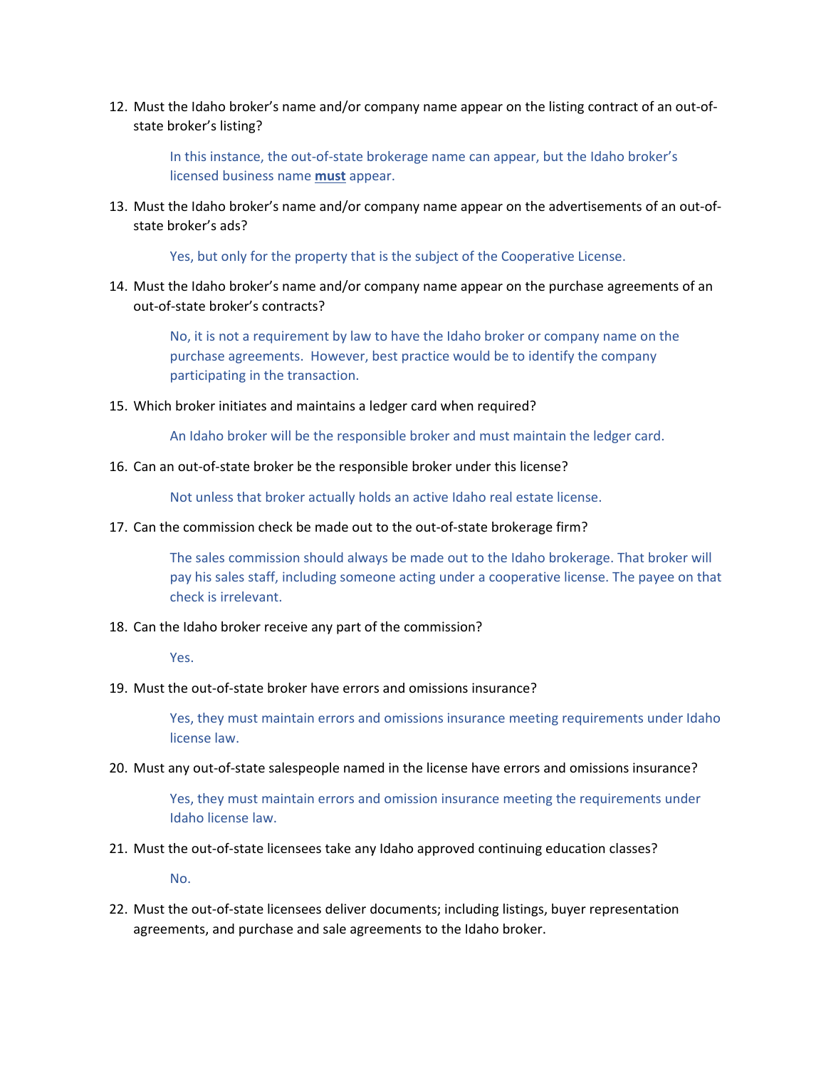12. Must the Idaho broker's name and/or company name appear on the listing contract of an out-of-state broker's listing?

    In this instance, the out-of-state brokerage name can appear, but the Idaho broker's licensed business name **must** appear.

13. Must the Idaho broker's name and/or company name appear on the advertisements of an out-of-state broker's ads?

    Yes, but only for the property that is the subject of the Cooperative License.

14. Must the Idaho broker's name and/or company name appear on the purchase agreements of an out-of-state broker's contracts?

    No, it is not a requirement by law to have the Idaho broker or company name on the purchase agreements. However, best practice would be to identify the company participating in the transaction.

15. Which broker initiates and maintains a ledger card when required?

    An Idaho broker will be the responsible broker and must maintain the ledger card.

16. Can an out-of-state broker be the responsible broker under this license?

    Not unless that broker actually holds an active Idaho real estate license.

17. Can the commission check be made out to the out-of-state brokerage firm?

    The sales commission should always be made out to the Idaho brokerage. That broker will pay his sales staff, including someone acting under a cooperative license. The payee on that check is irrelevant.

18. Can the Idaho broker receive any part of the commission?

    Yes.

19. Must the out-of-state broker have errors and omissions insurance?

    Yes, they must maintain errors and omissions insurance meeting requirements under Idaho license law.

20. Must any out-of-state salespeople named in the license have errors and omissions insurance?

    Yes, they must maintain errors and omission insurance meeting the requirements under Idaho license law.

21. Must the out-of-state licensees take any Idaho approved continuing education classes?

    No.

22. Must the out-of-state licensees deliver documents; including listings, buyer representation agreements, and purchase and sale agreements to the Idaho broker.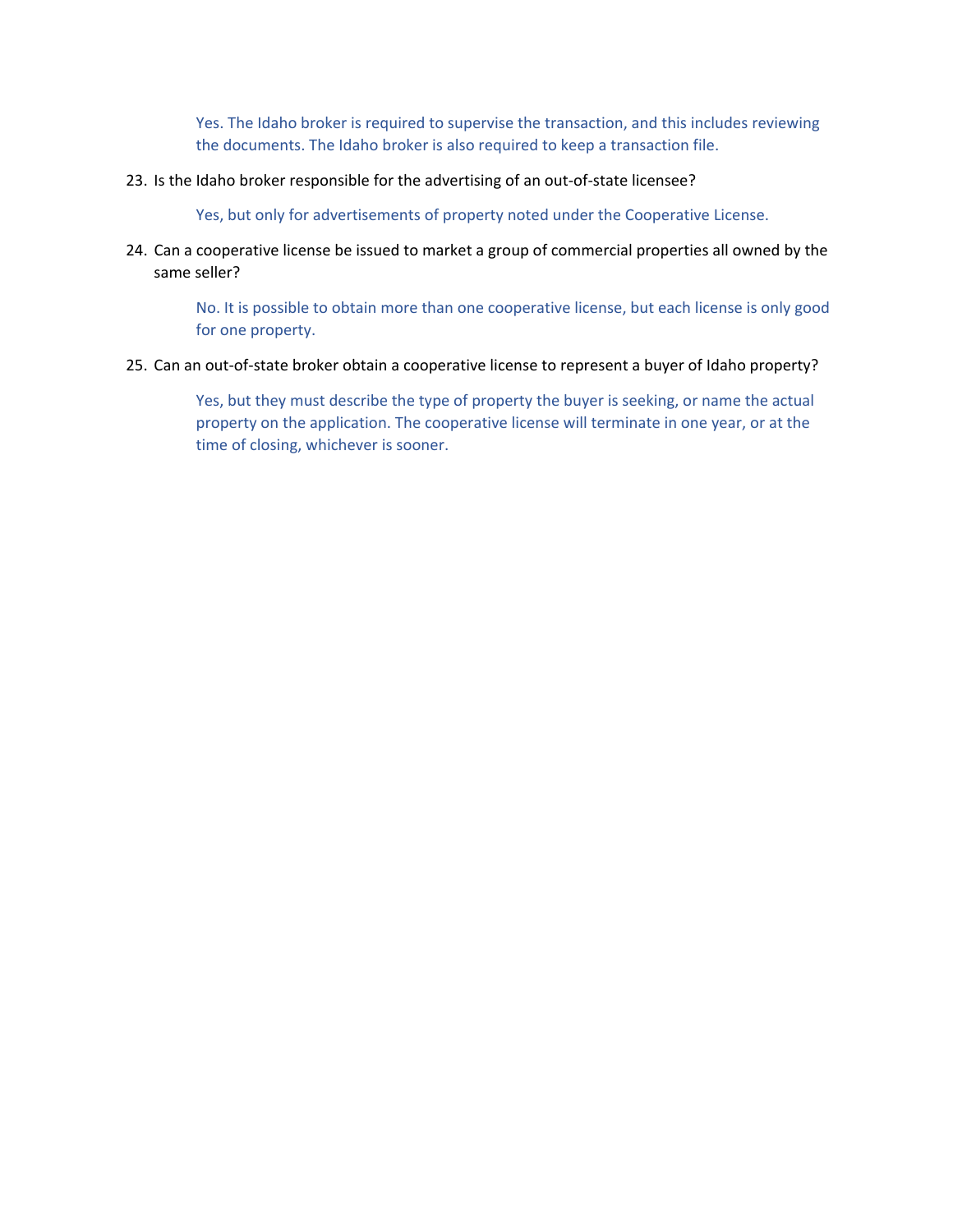Yes. The Idaho broker is required to supervise the transaction, and this includes reviewing the documents. The Idaho broker is also required to keep a transaction file.

23. Is the Idaho broker responsible for the advertising of an out-of-state licensee?

    Yes, but only for advertisements of property noted under the Cooperative License.

24. Can a cooperative license be issued to market a group of commercial properties all owned by the same seller?

    No. It is possible to obtain more than one cooperative license, but each license is only good for one property.

25. Can an out-of-state broker obtain a cooperative license to represent a buyer of Idaho property?

    Yes, but they must describe the type of property the buyer is seeking, or name the actual property on the application. The cooperative license will terminate in one year, or at the time of closing, whichever is sooner.